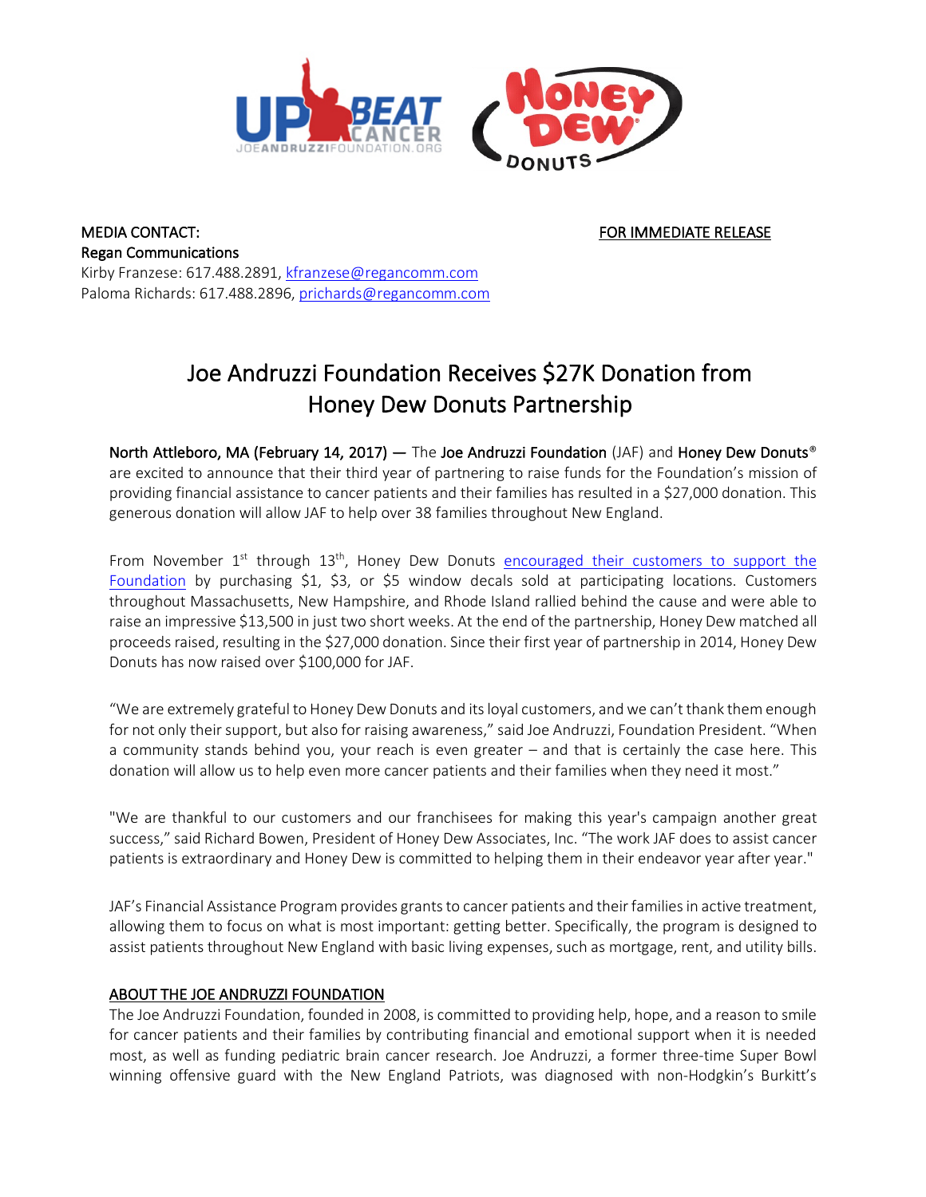MEDIA CONTACT:

**Regan Communications**

Kirby Franzese: 617.488.2891, kfranzese@regancomm.com

Paloma Richards: 617.488.2896, prichards@regancomm.com

FOR IMMEDIATE RELEASE

# Joe Andruzzi Foundation Receives $27K Donation from Honey Dew Donuts Partnership

**North Attleboro, MA (February 14, 2017) —** The **Joe Andruzzi Foundation** (JAF) and **Honey Dew Donuts**® are excited to announce that their third year of partnering to raise funds for the Foundation's mission of providing financial assistance to cancer patients and their families has resulted in a $27,000 donation. This generous donation will allow JAF to help over 38 families throughout New England.

From November 1st through 13th, Honey Dew Donuts encouraged their customers to support the Foundation by purchasing $1, $3, or $5 window decals sold at participating locations. Customers throughout Massachusetts, New Hampshire, and Rhode Island rallied behind the cause and were able to raise an impressive $13,500 in just two short weeks. At the end of the partnership, Honey Dew matched all proceeds raised, resulting in the $27,000 donation. Since their first year of partnership in 2014, Honey Dew Donuts has now raised over $100,000 for JAF.

"We are extremely grateful to Honey Dew Donuts and its loyal customers, and we can't thank them enough for not only their support, but also for raising awareness," said Joe Andruzzi, Foundation President. "When a community stands behind you, your reach is even greater – and that is certainly the case here. This donation will allow us to help even more cancer patients and their families when they need it most."

"We are thankful to our customers and our franchisees for making this year's campaign another great success," said Richard Bowen, President of Honey Dew Associates, Inc. "The work JAF does to assist cancer patients is extraordinary and Honey Dew is committed to helping them in their endeavor year after year."

JAF's Financial Assistance Program provides grants to cancer patients and their families in active treatment, allowing them to focus on what is most important: getting better. Specifically, the program is designed to assist patients throughout New England with basic living expenses, such as mortgage, rent, and utility bills.

## ABOUT THE JOE ANDRUZZI FOUNDATION

The Joe Andruzzi Foundation, founded in 2008, is committed to providing help, hope, and a reason to smile for cancer patients and their families by contributing financial and emotional support when it is needed most, as well as funding pediatric brain cancer research. Joe Andruzzi, a former three-time Super Bowl winning offensive guard with the New England Patriots, was diagnosed with non-Hodgkin's Burkitt's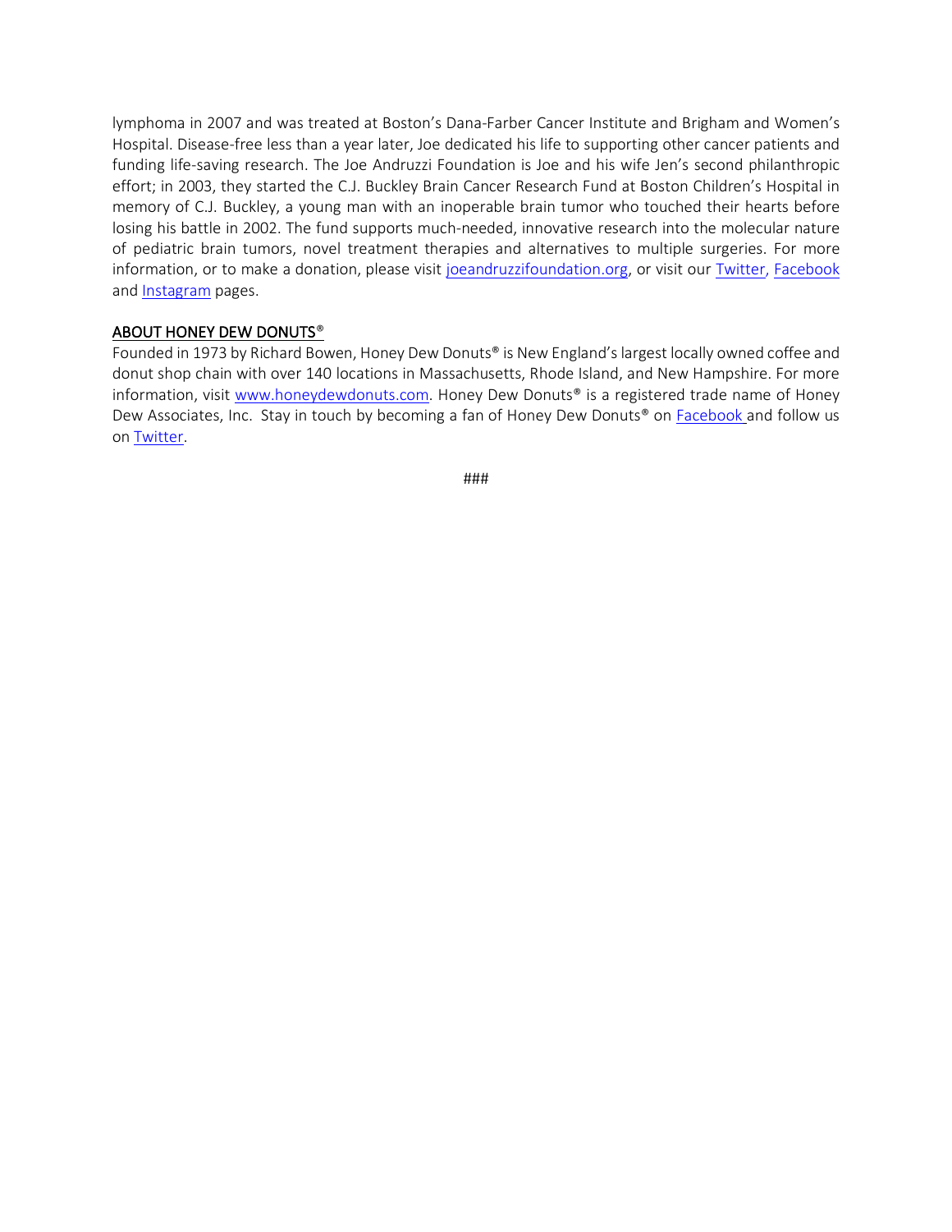lymphoma in 2007 and was treated at Boston's Dana-Farber Cancer Institute and Brigham and Women's Hospital. Disease-free less than a year later, Joe dedicated his life to supporting other cancer patients and funding life-saving research. The Joe Andruzzi Foundation is Joe and his wife Jen's second philanthropic effort; in 2003, they started the C.J. Buckley Brain Cancer Research Fund at Boston Children's Hospital in memory of C.J. Buckley, a young man with an inoperable brain tumor who touched their hearts before losing his battle in 2002. The fund supports much-needed, innovative research into the molecular nature of pediatric brain tumors, novel treatment therapies and alternatives to multiple surgeries. For more information, or to make a donation, please visit joeandruzzifoundation.org, or visit our Twitter, Facebook and Instagram pages.

## ABOUT HONEY DEW DONUTS®

Founded in 1973 by Richard Bowen, Honey Dew Donuts® is New England's largest locally owned coffee and donut shop chain with over 140 locations in Massachusetts, Rhode Island, and New Hampshire. For more information, visit www.honeydewdonuts.com. Honey Dew Donuts® is a registered trade name of Honey Dew Associates, Inc. Stay in touch by becoming a fan of Honey Dew Donuts® on Facebook and follow us on Twitter.

###